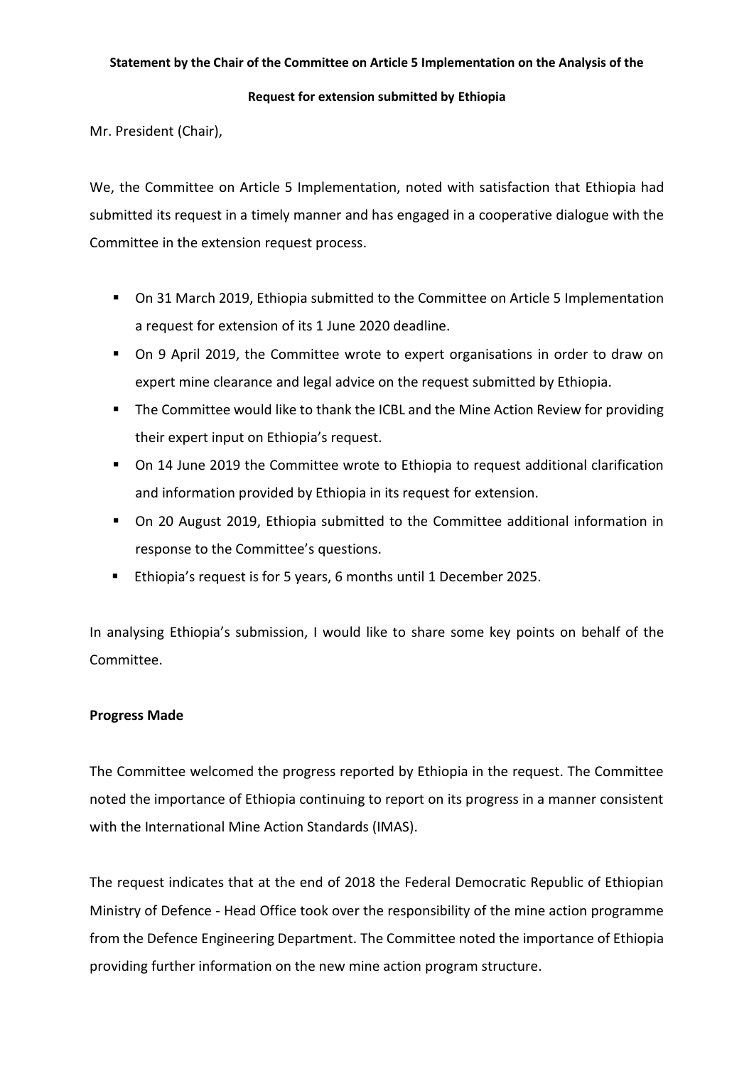**Statement by the Chair of the Committee on Article 5 Implementation on the Analysis of the Request for extension submitted by Ethiopia**

Mr. President (Chair),

We, the Committee on Article 5 Implementation, noted with satisfaction that Ethiopia had submitted its request in a timely manner and has engaged in a cooperative dialogue with the Committee in the extension request process.

- On 31 March 2019, Ethiopia submitted to the Committee on Article 5 Implementation a request for extension of its 1 June 2020 deadline.
- On 9 April 2019, the Committee wrote to expert organisations in order to draw on expert mine clearance and legal advice on the request submitted by Ethiopia.
- The Committee would like to thank the ICBL and the Mine Action Review for providing their expert input on Ethiopia's request.
- On 14 June 2019 the Committee wrote to Ethiopia to request additional clarification and information provided by Ethiopia in its request for extension.
- On 20 August 2019, Ethiopia submitted to the Committee additional information in response to the Committee's questions.
- Ethiopia's request is for 5 years, 6 months until 1 December 2025.

In analysing Ethiopia's submission, I would like to share some key points on behalf of the Committee.

**Progress Made**

The Committee welcomed the progress reported by Ethiopia in the request. The Committee noted the importance of Ethiopia continuing to report on its progress in a manner consistent with the International Mine Action Standards (IMAS).

The request indicates that at the end of 2018 the Federal Democratic Republic of Ethiopian Ministry of Defence - Head Office took over the responsibility of the mine action programme from the Defence Engineering Department. The Committee noted the importance of Ethiopia providing further information on the new mine action program structure.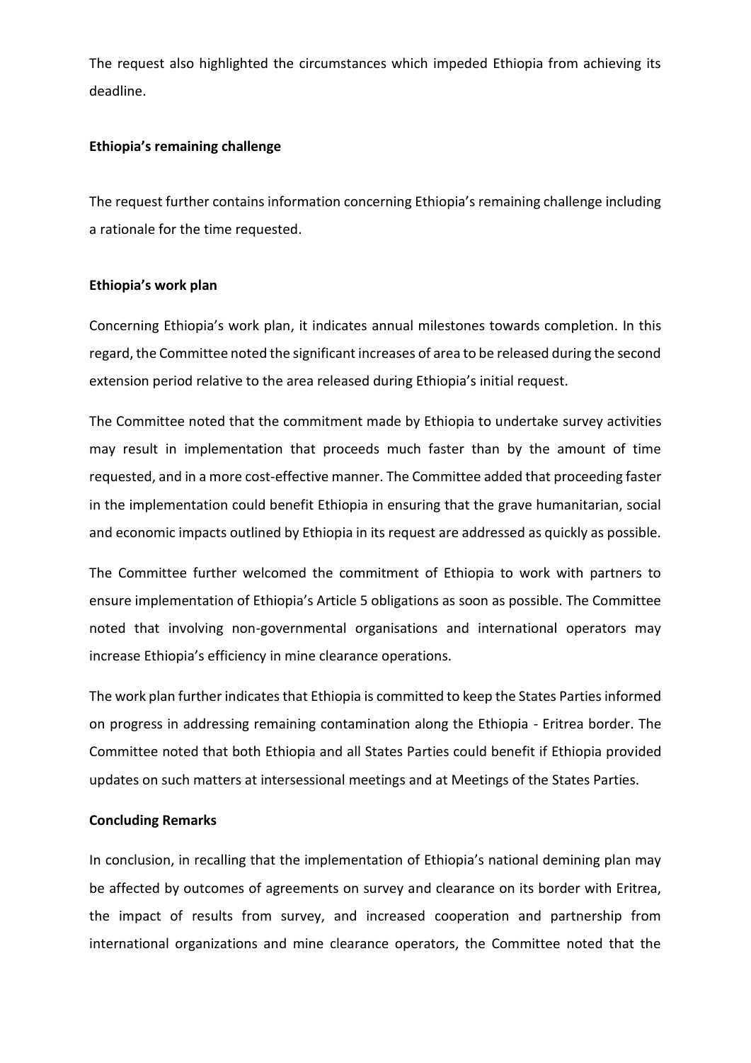The request also highlighted the circumstances which impeded Ethiopia from achieving its deadline.

**Ethiopia's remaining challenge**

The request further contains information concerning Ethiopia's remaining challenge including a rationale for the time requested.

**Ethiopia's work plan**

Concerning Ethiopia's work plan, it indicates annual milestones towards completion. In this regard, the Committee noted the significant increases of area to be released during the second extension period relative to the area released during Ethiopia's initial request.

The Committee noted that the commitment made by Ethiopia to undertake survey activities may result in implementation that proceeds much faster than by the amount of time requested, and in a more cost-effective manner. The Committee added that proceeding faster in the implementation could benefit Ethiopia in ensuring that the grave humanitarian, social and economic impacts outlined by Ethiopia in its request are addressed as quickly as possible.

The Committee further welcomed the commitment of Ethiopia to work with partners to ensure implementation of Ethiopia's Article 5 obligations as soon as possible. The Committee noted that involving non-governmental organisations and international operators may increase Ethiopia's efficiency in mine clearance operations.

The work plan further indicates that Ethiopia is committed to keep the States Parties informed on progress in addressing remaining contamination along the Ethiopia - Eritrea border. The Committee noted that both Ethiopia and all States Parties could benefit if Ethiopia provided updates on such matters at intersessional meetings and at Meetings of the States Parties.

**Concluding Remarks**

In conclusion, in recalling that the implementation of Ethiopia's national demining plan may be affected by outcomes of agreements on survey and clearance on its border with Eritrea, the impact of results from survey, and increased cooperation and partnership from international organizations and mine clearance operators, the Committee noted that the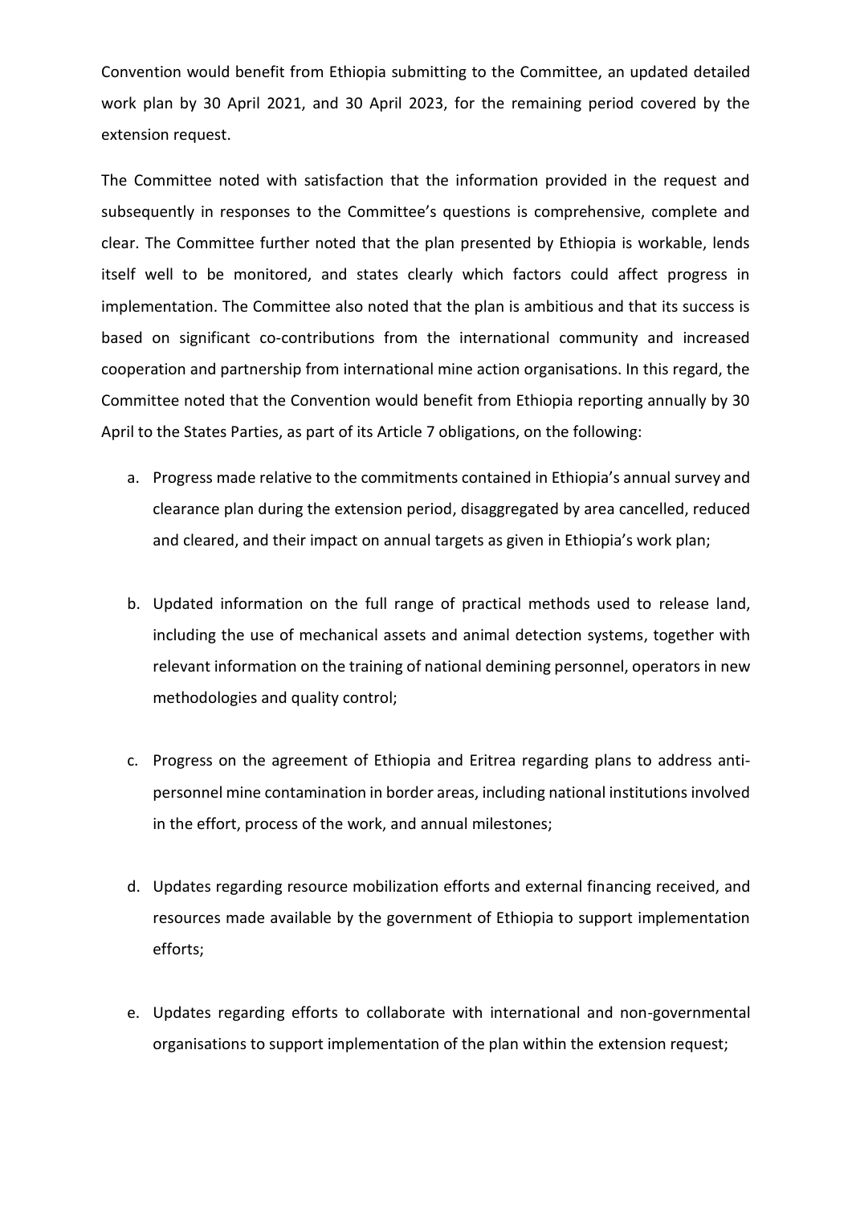Convention would benefit from Ethiopia submitting to the Committee, an updated detailed work plan by 30 April 2021, and 30 April 2023, for the remaining period covered by the extension request.

The Committee noted with satisfaction that the information provided in the request and subsequently in responses to the Committee's questions is comprehensive, complete and clear. The Committee further noted that the plan presented by Ethiopia is workable, lends itself well to be monitored, and states clearly which factors could affect progress in implementation. The Committee also noted that the plan is ambitious and that its success is based on significant co-contributions from the international community and increased cooperation and partnership from international mine action organisations. In this regard, the Committee noted that the Convention would benefit from Ethiopia reporting annually by 30 April to the States Parties, as part of its Article 7 obligations, on the following:

a. Progress made relative to the commitments contained in Ethiopia's annual survey and clearance plan during the extension period, disaggregated by area cancelled, reduced and cleared, and their impact on annual targets as given in Ethiopia's work plan;

b. Updated information on the full range of practical methods used to release land, including the use of mechanical assets and animal detection systems, together with relevant information on the training of national demining personnel, operators in new methodologies and quality control;

c. Progress on the agreement of Ethiopia and Eritrea regarding plans to address anti-personnel mine contamination in border areas, including national institutions involved in the effort, process of the work, and annual milestones;

d. Updates regarding resource mobilization efforts and external financing received, and resources made available by the government of Ethiopia to support implementation efforts;

e. Updates regarding efforts to collaborate with international and non-governmental organisations to support implementation of the plan within the extension request;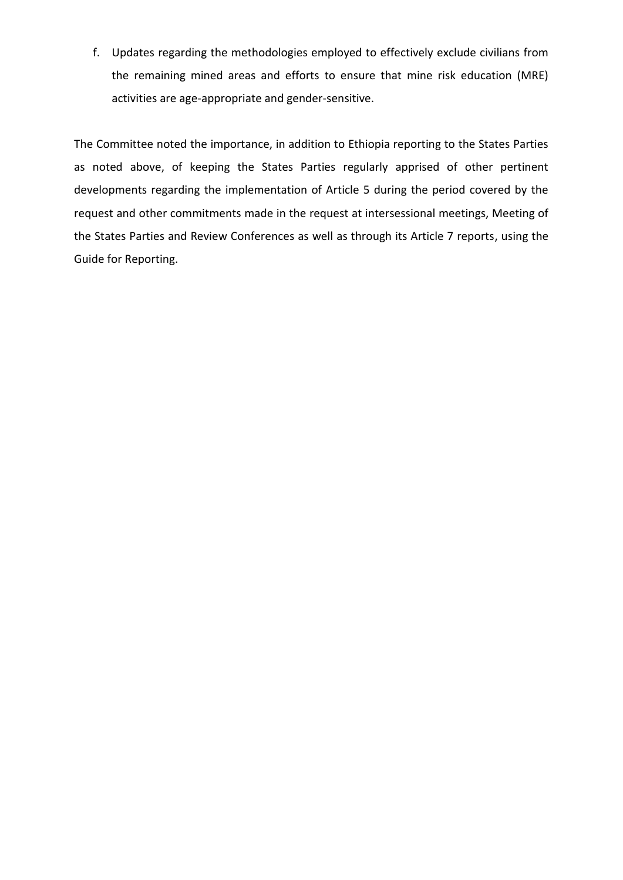f. Updates regarding the methodologies employed to effectively exclude civilians from the remaining mined areas and efforts to ensure that mine risk education (MRE) activities are age-appropriate and gender-sensitive.

The Committee noted the importance, in addition to Ethiopia reporting to the States Parties as noted above, of keeping the States Parties regularly apprised of other pertinent developments regarding the implementation of Article 5 during the period covered by the request and other commitments made in the request at intersessional meetings, Meeting of the States Parties and Review Conferences as well as through its Article 7 reports, using the Guide for Reporting.